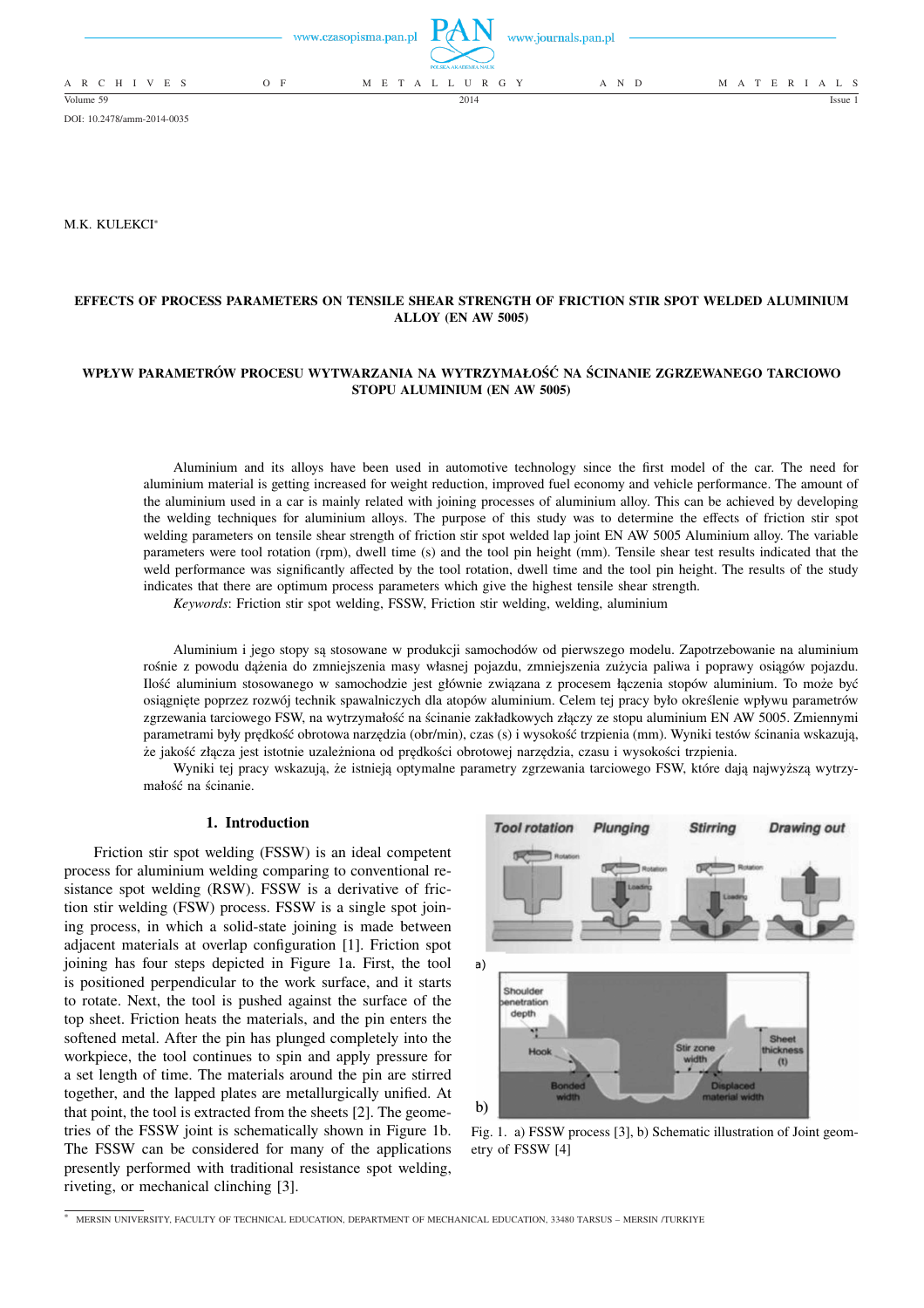DOI: 10.2478/amm-2014-0035

M.K. KULEKCI[*]

# EFFECTS OF PROCESS PARAMETERS ON TENSILE SHEAR STRENGTH OF FRICTION STIR SPOT WELDED ALUMINIUM ALLOY (EN AW 5005)

# WPŁYW PARAMETRÓW PROCESU WYTWARZANIA NA WYTRZYMAŁOŚĆ NA ŚCINANIE ZGRZEWANEGO TARCIOWO STOPU ALUMINIUM (EN AW 5005)

Aluminium and its alloys have been used in automotive technology since the first model of the car. The need for aluminium material is getting increased for weight reduction, improved fuel economy and vehicle performance. The amount of the aluminium used in a car is mainly related with joining processes of aluminium alloy. This can be achieved by developing the welding techniques for aluminium alloys. The purpose of this study was to determine the effects of friction stir spot welding parameters on tensile shear strength of friction stir spot welded lap joint EN AW 5005 Aluminium alloy. The variable parameters were tool rotation (rpm), dwell time (s) and the tool pin height (mm). Tensile shear test results indicated that the weld performance was significantly affected by the tool rotation, dwell time and the tool pin height. The results of the study indicates that there are optimum process parameters which give the highest tensile shear strength.

*Keywords*: Friction stir spot welding, FSSW, Friction stir welding, welding, aluminium

Aluminium i jego stopy są stosowane w produkcji samochodów od pierwszego modelu. Zapotrzebowanie na aluminium rośnie z powodu dążenia do zmniejszenia masy własnej pojazdu, zmniejszenia zużycia paliwa i poprawy osiągów pojazdu. Ilość aluminium stosowanego w samochodzie jest głównie związana z procesem łączenia stopów aluminium. To może być osiągnięte poprzez rozwój technik spawalniczych dla atopów aluminium. Celem tej pracy było określenie wpływu parametrów zgrzewania tarciowego FSW, na wytrzymałość na ścinanie zakładkowych złączy ze stopu aluminium EN AW 5005. Zmiennymi parametrami były prędkość obrotowa narzędzia (obr/min), czas (s) i wysokość trzpienia (mm). Wyniki testów ścinania wskazują, że jakość złącza jest istotnie uzależniona od prędkości obrotowej narzędzia, czasu i wysokości trzpienia.

Wyniki tej pracy wskazują, że istnieją optymalne parametry zgrzewania tarciowego FSW, które dają najwyższą wytrzymałość na ścinanie.

## 1. Introduction

Friction stir spot welding (FSSW) is an ideal competent process for aluminium welding comparing to conventional resistance spot welding (RSW). FSSW is a derivative of friction stir welding (FSW) process. FSSW is a single spot joining process, in which a solid-state joining is made between adjacent materials at overlap configuration [1]. Friction spot joining has four steps depicted in Figure 1a. First, the tool is positioned perpendicular to the work surface, and it starts to rotate. Next, the tool is pushed against the surface of the top sheet. Friction heats the materials, and the pin enters the softened metal. After the pin has plunged completely into the workpiece, the tool continues to spin and apply pressure for a set length of time. The materials around the pin are stirred together, and the lapped plates are metallurgically unified. At that point, the tool is extracted from the sheets [2]. The geometries of the FSSW joint is schematically shown in Figure 1b. The FSSW can be considered for many of the applications presently performed with traditional resistance spot welding, riveting, or mechanical clinching [3].

Tool rotation
Plunging
Stirring
Drawing out
Rotation
Loading
a)

Shoulder penetration depth
Hook
Bonded width
Stir zone width
Displaced material width
Sheet thickness (t)
b)

Fig. 1. a) FSSW process [3], b) Schematic illustration of Joint geometry of FSSW [4]

[*] MERSIN UNIVERSITY, FACULTY OF TECHNICAL EDUCATION, DEPARTMENT OF MECHANICAL EDUCATION, 33480 TARSUS – MERSIN /TURKIYE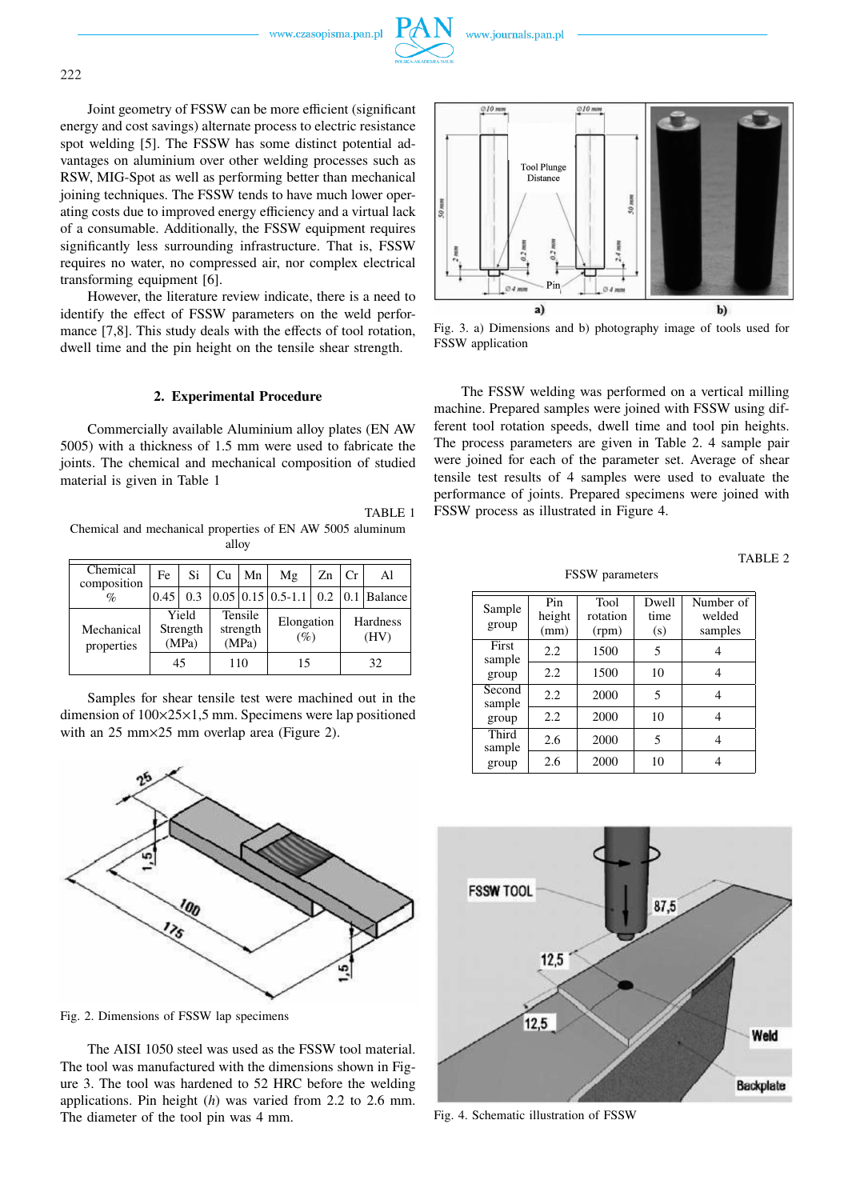Joint geometry of FSSW can be more efficient (significant energy and cost savings) alternate process to electric resistance spot welding [5]. The FSSW has some distinct potential advantages on aluminium over other welding processes such as RSW, MIG-Spot as well as performing better than mechanical joining techniques. The FSSW tends to have much lower operating costs due to improved energy efficiency and a virtual lack of a consumable. Additionally, the FSSW equipment requires significantly less surrounding infrastructure. That is, FSSW requires no water, no compressed air, nor complex electrical transforming equipment [6].

However, the literature review indicate, there is a need to identify the effect of FSSW parameters on the weld performance [7,8]. This study deals with the effects of tool rotation, dwell time and the pin height on the tensile shear strength.

## 2. Experimental Procedure

Commercially available Aluminium alloy plates (EN AW 5005) with a thickness of 1.5 mm were used to fabricate the joints. The chemical and mechanical composition of studied material is given in Table 1

TABLE 1

Chemical and mechanical properties of EN AW 5005 aluminum alloy

| Chemical composition % | Fe | Si | Cu | Mn | Mg | Zn | Cr | Al |
|---|---|---|---|---|---|---|---|---|
| | 0.45 | 0.3 | 0.05 | 0.15 | 0.5-1.1 | 0.2 | 0.1 | Balance |
| Mechanical properties | Yield Strength (MPa) | | Tensile strength (MPa) | | Elongation (%) | | Hardness (HV) | |
| | 45 | | 110 | | 15 | | 32 | |

Samples for shear tensile test were machined out in the dimension of 100×25×1,5 mm. Specimens were lap positioned with an 25 mm×25 mm overlap area (Figure 2).

Fig. 2. Dimensions of FSSW lap specimens

The AISI 1050 steel was used as the FSSW tool material. The tool was manufactured with the dimensions shown in Figure 3. The tool was hardened to 52 HRC before the welding applications. Pin height (*h*) was varied from 2.2 to 2.6 mm. The diameter of the tool pin was 4 mm.

Fig. 3. a) Dimensions and b) photography image of tools used for FSSW application

The FSSW welding was performed on a vertical milling machine. Prepared samples were joined with FSSW using different tool rotation speeds, dwell time and tool pin heights. The process parameters are given in Table 2. 4 sample pair were joined for each of the parameter set. Average of shear tensile test results of 4 samples were used to evaluate the performance of joints. Prepared specimens were joined with FSSW process as illustrated in Figure 4.

TABLE 2

FSSW parameters

| Sample group | Pin height (mm) | Tool rotation (rpm) | Dwell time (s) | Number of welded samples |
|---|---|---|---|---|
| First sample group | 2.2 | 1500 | 5 | 4 |
| | 2.2 | 1500 | 10 | 4 |
| Second sample group | 2.2 | 2000 | 5 | 4 |
| | 2.2 | 2000 | 10 | 4 |
| Third sample group | 2.6 | 2000 | 5 | 4 |
| | 2.6 | 2000 | 10 | 4 |

Fig. 4. Schematic illustration of FSSW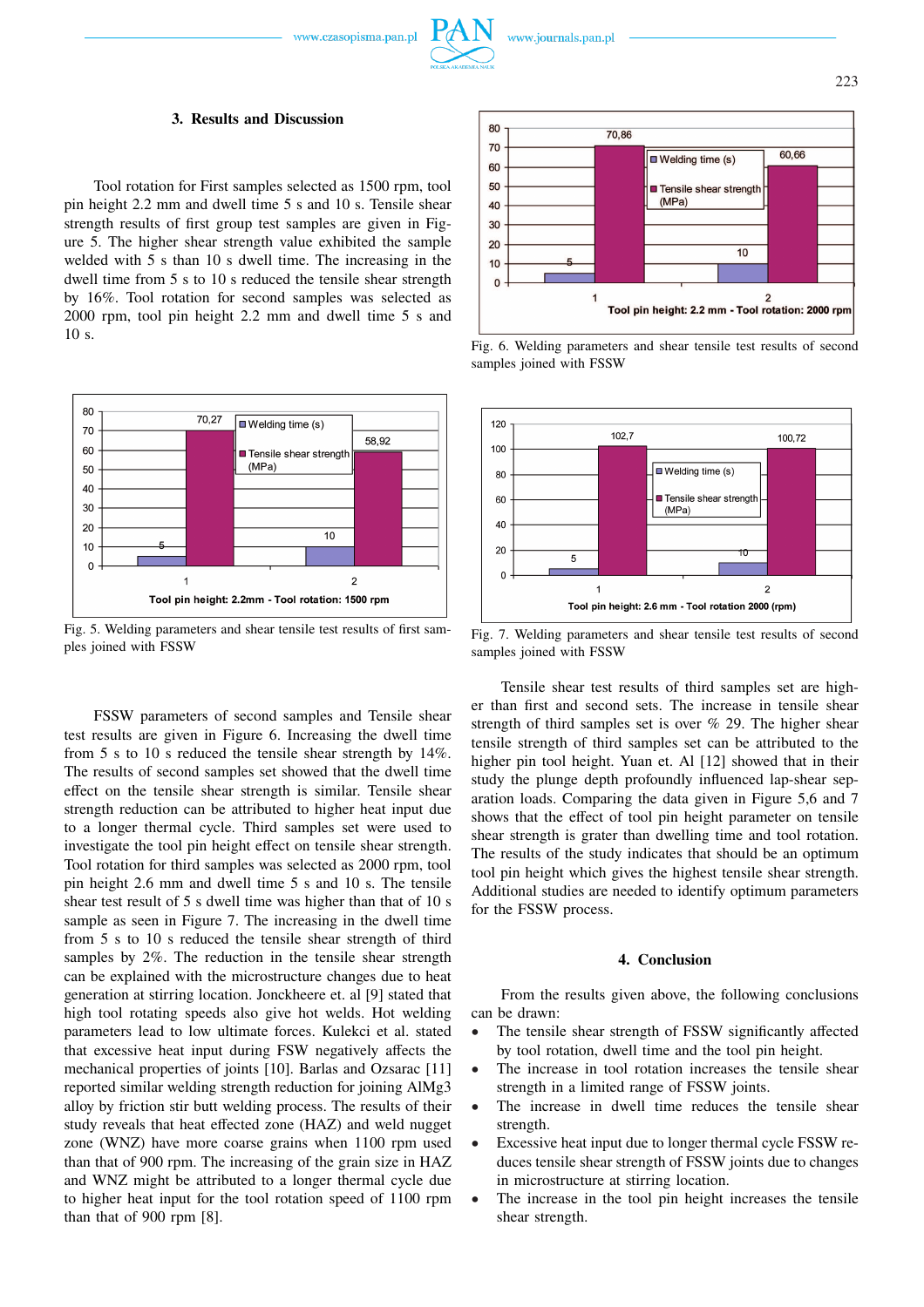## 3. Results and Discussion

Tool rotation for First samples selected as 1500 rpm, tool pin height 2.2 mm and dwell time 5 s and 10 s. Tensile shear strength results of first group test samples are given in Figure 5. The higher shear strength value exhibited the sample welded with 5 s than 10 s dwell time. The increasing in the dwell time from 5 s to 10 s reduced the tensile shear strength by 16%. Tool rotation for second samples was selected as 2000 rpm, tool pin height 2.2 mm and dwell time 5 s and 10 s.

Fig. 5. Welding parameters and shear tensile test results of first samples joined with FSSW

FSSW parameters of second samples and Tensile shear test results are given in Figure 6. Increasing the dwell time from 5 s to 10 s reduced the tensile shear strength by 14%. The results of second samples set showed that the dwell time effect on the tensile shear strength is similar. Tensile shear strength reduction can be attributed to higher heat input due to a longer thermal cycle. Third samples set were used to investigate the tool pin height effect on tensile shear strength. Tool rotation for third samples was selected as 2000 rpm, tool pin height 2.6 mm and dwell time 5 s and 10 s. The tensile shear test result of 5 s dwell time was higher than that of 10 s sample as seen in Figure 7. The increasing in the dwell time from 5 s to 10 s reduced the tensile shear strength of third samples by 2%. The reduction in the tensile shear strength can be explained with the microstructure changes due to heat generation at stirring location. Jonckheere et. al [9] stated that high tool rotating speeds also give hot welds. Hot welding parameters lead to low ultimate forces. Kulekci et al. stated that excessive heat input during FSW negatively affects the mechanical properties of joints [10]. Barlas and Ozsarac [11] reported similar welding strength reduction for joining AlMg3 alloy by friction stir butt welding process. The results of their study reveals that heat effected zone (HAZ) and weld nugget zone (WNZ) have more coarse grains when 1100 rpm used than that of 900 rpm. The increasing of the grain size in HAZ and WNZ might be attributed to a longer thermal cycle due to higher heat input for the tool rotation speed of 1100 rpm than that of 900 rpm [8].

Fig. 6. Welding parameters and shear tensile test results of second samples joined with FSSW

Fig. 7. Welding parameters and shear tensile test results of second samples joined with FSSW

Tensile shear test results of third samples set are higher than first and second sets. The increase in tensile shear strength of third samples set is over % 29. The higher shear tensile strength of third samples set can be attributed to the higher pin tool height. Yuan et. Al [12] showed that in their study the plunge depth profoundly influenced lap-shear separation loads. Comparing the data given in Figure 5,6 and 7 shows that the effect of tool pin height parameter on tensile shear strength is grater than dwelling time and tool rotation. The results of the study indicates that should be an optimum tool pin height which gives the highest tensile shear strength. Additional studies are needed to identify optimum parameters for the FSSW process.

## 4. Conclusion

From the results given above, the following conclusions can be drawn:

- The tensile shear strength of FSSW significantly affected by tool rotation, dwell time and the tool pin height.
- The increase in tool rotation increases the tensile shear strength in a limited range of FSSW joints.
- The increase in dwell time reduces the tensile shear strength.
- Excessive heat input due to longer thermal cycle FSSW reduces tensile shear strength of FSSW joints due to changes in microstructure at stirring location.
- The increase in the tool pin height increases the tensile shear strength.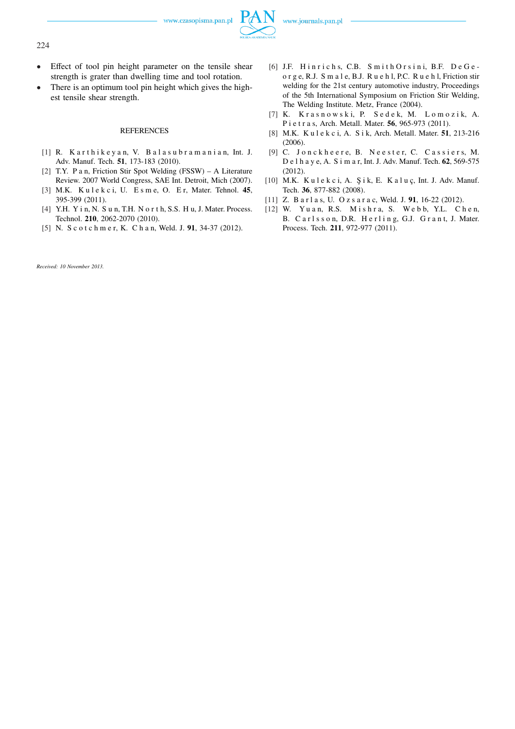- Effect of tool pin height parameter on the tensile shear strength is grater than dwelling time and tool rotation.
- There is an optimum tool pin height which gives the highest tensile shear strength.

## REFERENCES

[1] R. Karthikeyan, V. Balasubramanian, Int. J. Adv. Manuf. Tech. **51**, 173-183 (2010).

[2] T.Y. Pan, Friction Stir Spot Welding (FSSW) – A Literature Review. 2007 World Congress, SAE Int. Detroit, Mich (2007).

[3] M.K. Kulekci, U. Esme, O. Er, Mater. Tehnol. **45**, 395-399 (2011).

[4] Y.H. Yin, N. Sun, T.H. North, S.S. Hu, J. Mater. Process. Technol. **210**, 2062-2070 (2010).

[5] N. Scotchmer, K. Chan, Weld. J. **91**, 34-37 (2012).

[6] J.F. Hinrichs, C.B. SmithOrsini, B.F. DeGeorge, R.J. Smale, B.J. Ruehl, P.C. Ruehl, Friction stir welding for the 21st century automotive industry, Proceedings of the 5th International Symposium on Friction Stir Welding, The Welding Institute. Metz, France (2004).

[7] K. Krasnowski, P. Sedek, M. Lomozik, A. Pietras, Arch. Metall. Mater. **56**, 965-973 (2011).

[8] M.K. Kulekci, A. Sik, Arch. Metall. Mater. **51**, 213-216 (2006).

[9] C. Jonckheere, B. Neester, C. Cassiers, M. Delhaye, A. Simar, Int. J. Adv. Manuf. Tech. **62**, 569-575 (2012).

[10] M.K. Kulekci, A. Şik, E. Kaluç, Int. J. Adv. Manuf. Tech. **36**, 877-882 (2008).

[11] Z. Barlas, U. Ozsarac, Weld. J. **91**, 16-22 (2012).

[12] W. Yuan, R.S. Mishra, S. Webb, Y.L. Chen, B. Carlsson, D.R. Herling, G.J. Grant, J. Mater. Process. Tech. **211**, 972-977 (2011).

*Received: 10 November 2013.*